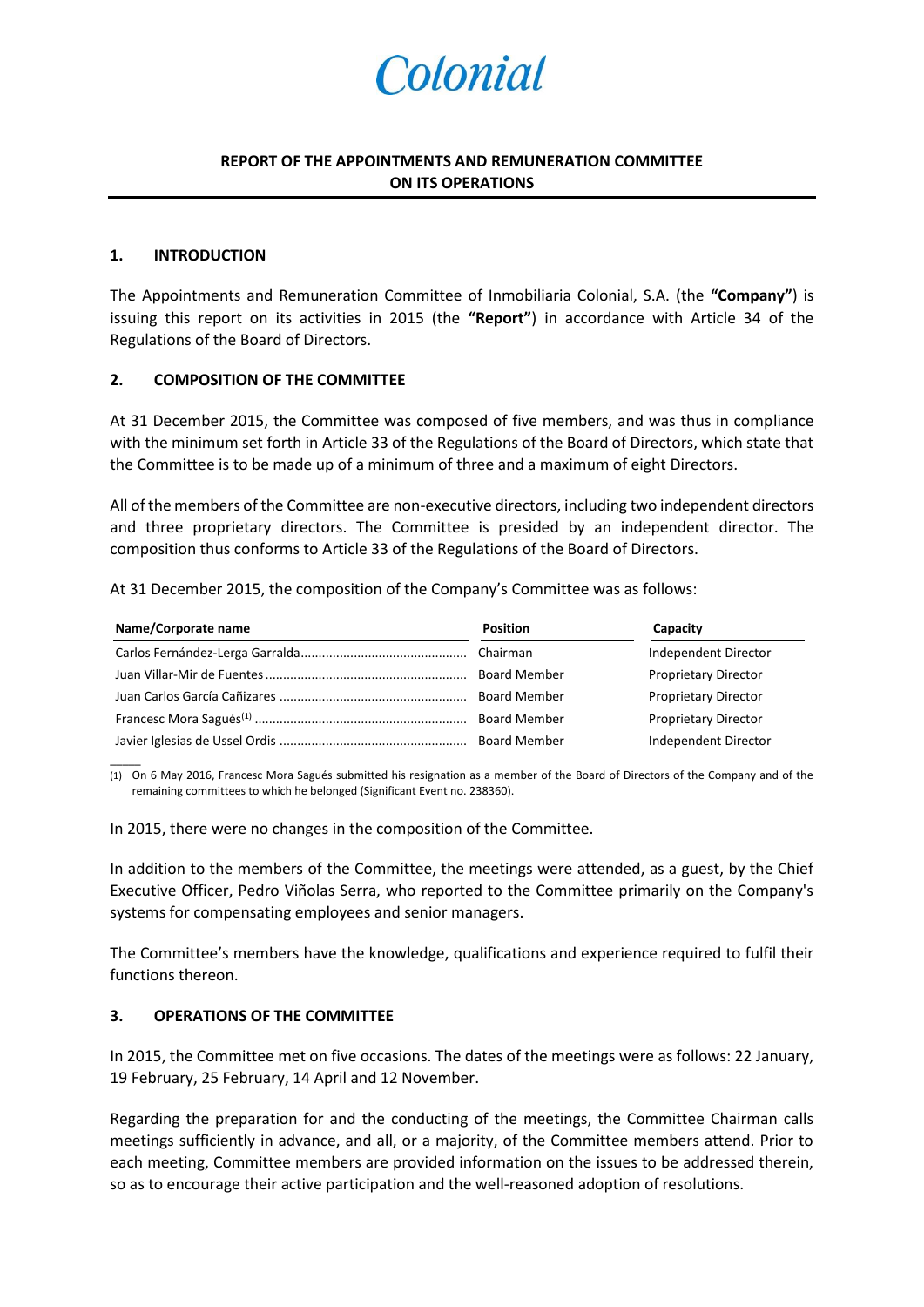Colonial

## REPORT OF THE APPOINTMENTS AND REMUNERATION COMMITTEE ON ITS OPERATIONS

### 1. INTRODUCTION

The Appointments and Remuneration Committee of Inmobiliaria Colonial, S.A. (the **"Company"**) is issuing this report on its activities in 2015 (the **"Report"**) in accordance with Article 34 of the Regulations of the Board of Directors.

### 2. COMPOSITION OF THE COMMITTEE

At 31 December 2015, the Committee was composed of five members, and was thus in compliance with the minimum set forth in Article 33 of the Regulations of the Board of Directors, which state that the Committee is to be made up of a minimum of three and a maximum of eight Directors.

All of the members of the Committee are non-executive directors, including two independent directors and three proprietary directors. The Committee is presided by an independent director. The composition thus conforms to Article 33 of the Regulations of the Board of Directors.

At 31 December 2015, the composition of the Company's Committee was as follows:

| Name/Corporate name | Position | Capacity |
|---|---|---|
| Carlos Fernández-Lerga Garralda | Chairman | Independent Director |
| Juan Villar-Mir de Fuentes | Board Member | Proprietary Director |
| Juan Carlos García Cañizares | Board Member | Proprietary Director |
| Francesc Mora Sagués[1] | Board Member | Proprietary Director |
| Javier Iglesias de Ussel Ordis | Board Member | Independent Director |

(1) On 6 May 2016, Francesc Mora Sagués submitted his resignation as a member of the Board of Directors of the Company and of the remaining committees to which he belonged (Significant Event no. 238360).

In 2015, there were no changes in the composition of the Committee.

In addition to the members of the Committee, the meetings were attended, as a guest, by the Chief Executive Officer, Pedro Viñolas Serra, who reported to the Committee primarily on the Company's systems for compensating employees and senior managers.

The Committee's members have the knowledge, qualifications and experience required to fulfil their functions thereon.

### 3. OPERATIONS OF THE COMMITTEE

In 2015, the Committee met on five occasions. The dates of the meetings were as follows: 22 January, 19 February, 25 February, 14 April and 12 November.

Regarding the preparation for and the conducting of the meetings, the Committee Chairman calls meetings sufficiently in advance, and all, or a majority, of the Committee members attend. Prior to each meeting, Committee members are provided information on the issues to be addressed therein, so as to encourage their active participation and the well-reasoned adoption of resolutions.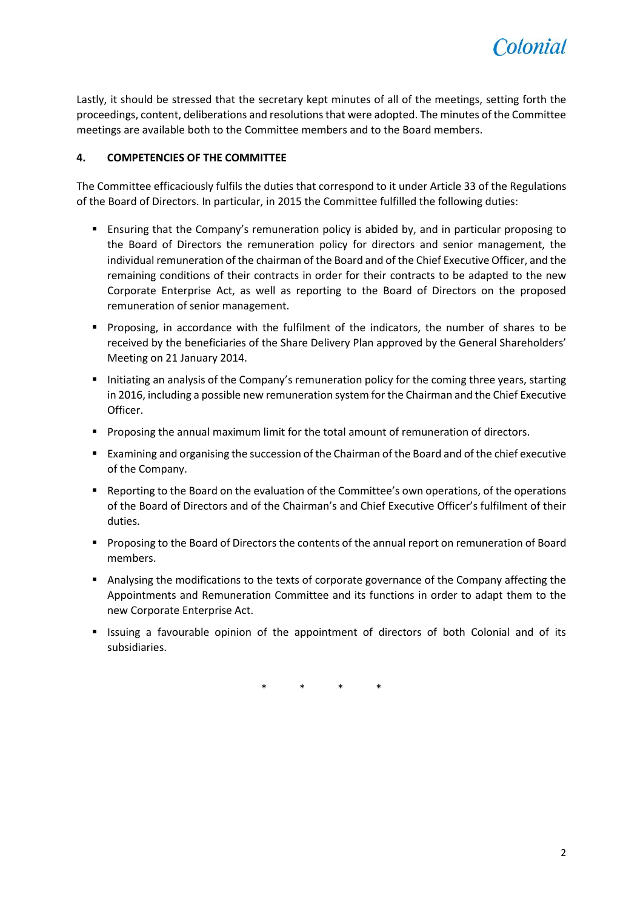Lastly, it should be stressed that the secretary kept minutes of all of the meetings, setting forth the proceedings, content, deliberations and resolutions that were adopted. The minutes of the Committee meetings are available both to the Committee members and to the Board members.

## 4. COMPETENCIES OF THE COMMITTEE

The Committee efficaciously fulfils the duties that correspond to it under Article 33 of the Regulations of the Board of Directors. In particular, in 2015 the Committee fulfilled the following duties:

- Ensuring that the Company's remuneration policy is abided by, and in particular proposing to the Board of Directors the remuneration policy for directors and senior management, the individual remuneration of the chairman of the Board and of the Chief Executive Officer, and the remaining conditions of their contracts in order for their contracts to be adapted to the new Corporate Enterprise Act, as well as reporting to the Board of Directors on the proposed remuneration of senior management.
- Proposing, in accordance with the fulfilment of the indicators, the number of shares to be received by the beneficiaries of the Share Delivery Plan approved by the General Shareholders' Meeting on 21 January 2014.
- Initiating an analysis of the Company's remuneration policy for the coming three years, starting in 2016, including a possible new remuneration system for the Chairman and the Chief Executive Officer.
- Proposing the annual maximum limit for the total amount of remuneration of directors.
- Examining and organising the succession of the Chairman of the Board and of the chief executive of the Company.
- Reporting to the Board on the evaluation of the Committee's own operations, of the operations of the Board of Directors and of the Chairman's and Chief Executive Officer's fulfilment of their duties.
- Proposing to the Board of Directors the contents of the annual report on remuneration of Board members.
- Analysing the modifications to the texts of corporate governance of the Company affecting the Appointments and Remuneration Committee and its functions in order to adapt them to the new Corporate Enterprise Act.
- Issuing a favourable opinion of the appointment of directors of both Colonial and of its subsidiaries.

\* \* \* \*